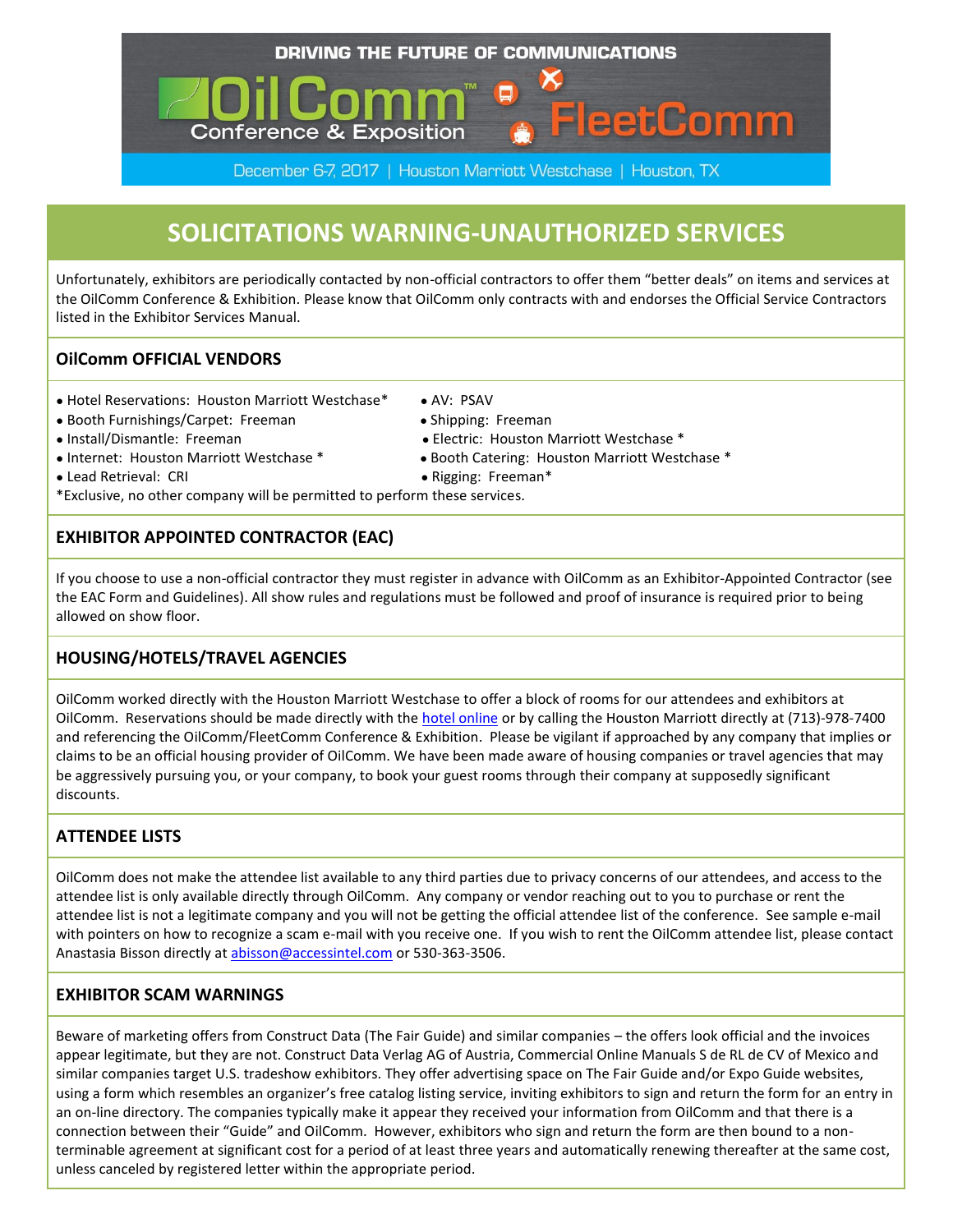DRIVING THE FUTURE OF COMMUNICATIONS

OilComm™ Conference & Exposition | FleetComm

December 6-7, 2017 | Houston Marriott Westchase | Houston, TX

# SOLICITATIONS WARNING-UNAUTHORIZED SERVICES

Unfortunately, exhibitors are periodically contacted by non-official contractors to offer them "better deals" on items and services at the OilComm Conference & Exhibition. Please know that OilComm only contracts with and endorses the Official Service Contractors listed in the Exhibitor Services Manual.

## OilComm OFFICIAL VENDORS

- Hotel Reservations: Houston Marriott Westchase*
- Booth Furnishings/Carpet: Freeman
- Install/Dismantle: Freeman
- Internet: Houston Marriott Westchase *
- Lead Retrieval: CRI
- AV: PSAV
- Shipping: Freeman
- Electric: Houston Marriott Westchase *
- Booth Catering: Houston Marriott Westchase *
- Rigging: Freeman*

*Exclusive, no other company will be permitted to perform these services.

## EXHIBITOR APPOINTED CONTRACTOR (EAC)

If you choose to use a non-official contractor they must register in advance with OilComm as an Exhibitor-Appointed Contractor (see the EAC Form and Guidelines). All show rules and regulations must be followed and proof of insurance is required prior to being allowed on show floor.

## HOUSING/HOTELS/TRAVEL AGENCIES

OilComm worked directly with the Houston Marriott Westchase to offer a block of rooms for our attendees and exhibitors at OilComm. Reservations should be made directly with the hotel online or by calling the Houston Marriott directly at (713)-978-7400 and referencing the OilComm/FleetComm Conference & Exhibition. Please be vigilant if approached by any company that implies or claims to be an official housing provider of OilComm. We have been made aware of housing companies or travel agencies that may be aggressively pursuing you, or your company, to book your guest rooms through their company at supposedly significant discounts.

## ATTENDEE LISTS

OilComm does not make the attendee list available to any third parties due to privacy concerns of our attendees, and access to the attendee list is only available directly through OilComm. Any company or vendor reaching out to you to purchase or rent the attendee list is not a legitimate company and you will not be getting the official attendee list of the conference. See sample e-mail with pointers on how to recognize a scam e-mail with you receive one. If you wish to rent the OilComm attendee list, please contact Anastasia Bisson directly at abisson@accessintel.com or 530-363-3506.

## EXHIBITOR SCAM WARNINGS

Beware of marketing offers from Construct Data (The Fair Guide) and similar companies – the offers look official and the invoices appear legitimate, but they are not. Construct Data Verlag AG of Austria, Commercial Online Manuals S de RL de CV of Mexico and similar companies target U.S. tradeshow exhibitors. They offer advertising space on The Fair Guide and/or Expo Guide websites, using a form which resembles an organizer's free catalog listing service, inviting exhibitors to sign and return the form for an entry in an on-line directory. The companies typically make it appear they received your information from OilComm and that there is a connection between their "Guide" and OilComm. However, exhibitors who sign and return the form are then bound to a non-terminable agreement at significant cost for a period of at least three years and automatically renewing thereafter at the same cost, unless canceled by registered letter within the appropriate period.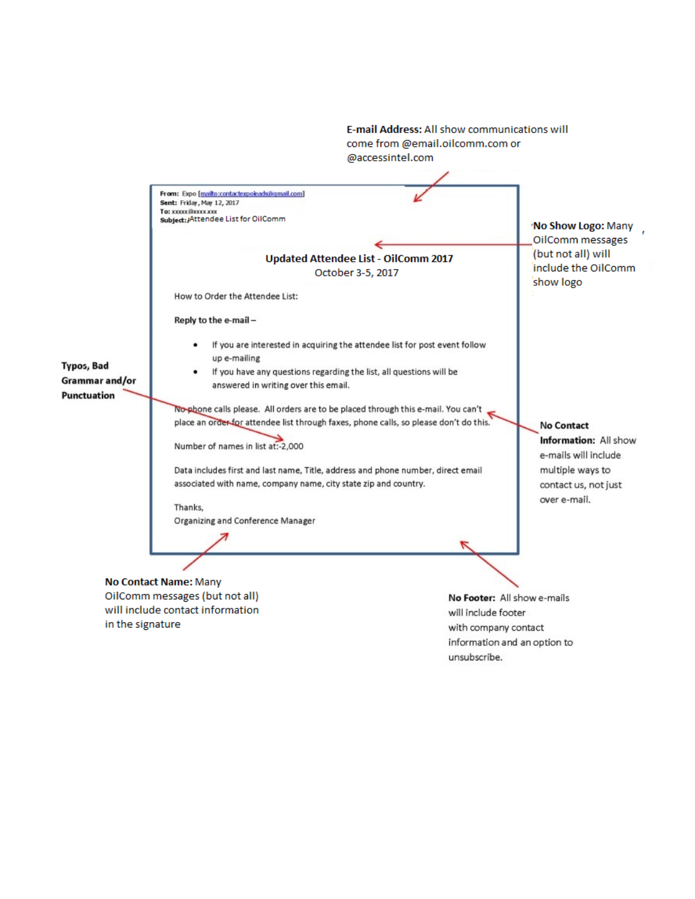**E-mail Address:** All show communications will come from @email.oilcomm.com or @accessintel.com

From: Expo [mailto:contactexpoleads@gmail.com]
Sent: Friday, May 12, 2017
To: xxxxx@xxxxx.xxx
Subject: Attendee List for OilComm

**Updated Attendee List - OilComm 2017**
October 3-5, 2017

How to Order the Attendee List:

**Reply to the e-mail –**

- If you are interested in acquiring the attendee list for post event follow up e-mailing
- If you have any questions regarding the list, all questions will be answered in writing over this email.

No phone calls please. All orders are to be placed through this e-mail. You can't place an order for attendee list through faxes, phone calls, so please don't do this.

Number of names in list at:-2,000

Data includes first and last name, Title, address and phone number, direct email associated with name, company name, city state zip and country.

Thanks,
Organizing and Conference Manager

**No Show Logo:** Many OilComm messages (but not all) will include the OilComm show logo

**Typos, Bad Grammar and/or Punctuation**

**No Contact Information:** All show e-mails will include multiple ways to contact us, not just over e-mail.

**No Contact Name:** Many OilComm messages (but not all) will include contact information in the signature

**No Footer:** All show e-mails will include footer with company contact information and an option to unsubscribe.